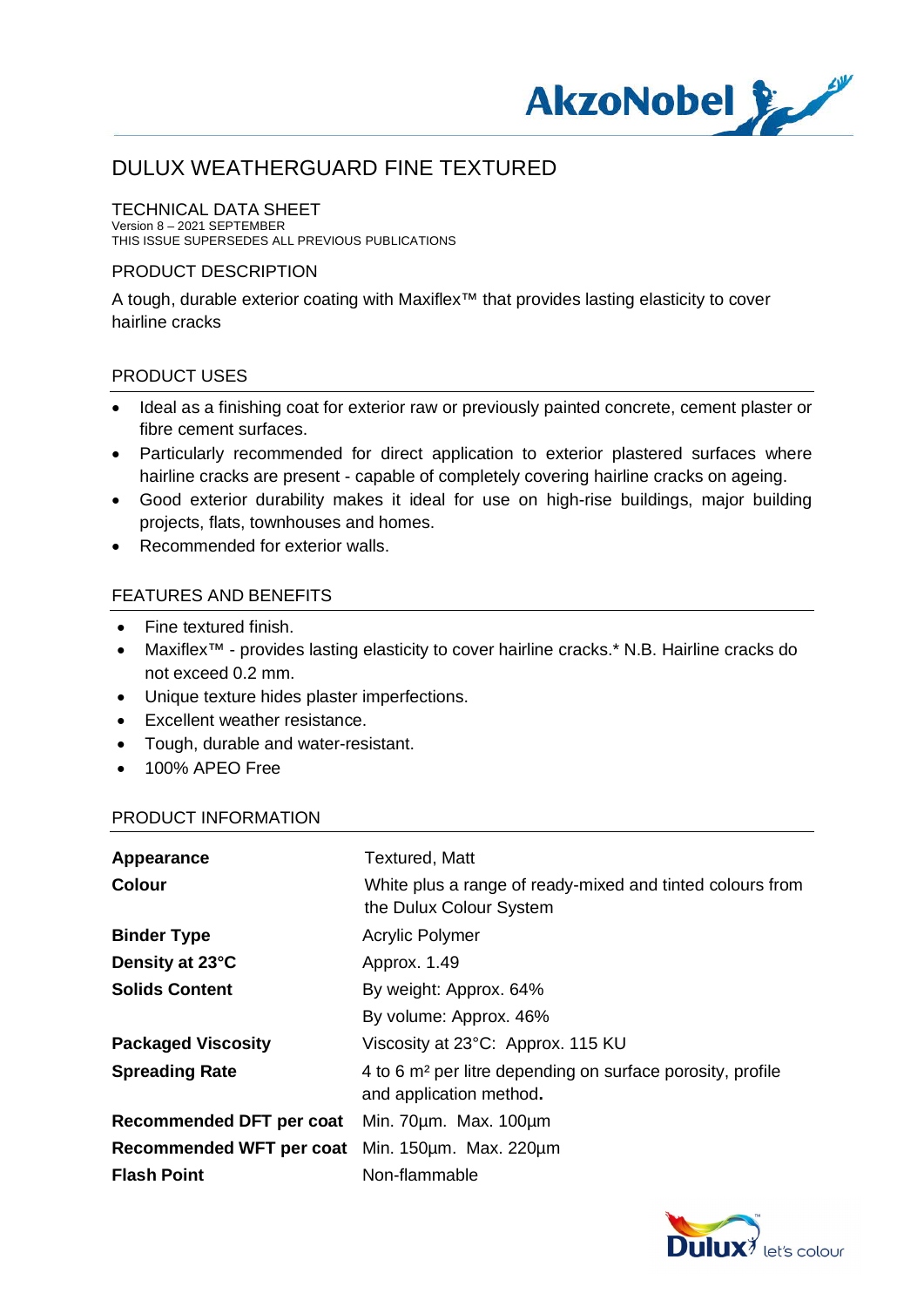# DULUX WEATHERGUARD FINE TEXTURED

## TECHNICAL DATA SHEET

Version 8 – 2021 SEPTEMBER
THIS ISSUE SUPERSEDES ALL PREVIOUS PUBLICATIONS

## PRODUCT DESCRIPTION

A tough, durable exterior coating with Maxiflex™ that provides lasting elasticity to cover hairline cracks

## PRODUCT USES

- Ideal as a finishing coat for exterior raw or previously painted concrete, cement plaster or fibre cement surfaces.
- Particularly recommended for direct application to exterior plastered surfaces where hairline cracks are present - capable of completely covering hairline cracks on ageing.
- Good exterior durability makes it ideal for use on high-rise buildings, major building projects, flats, townhouses and homes.
- Recommended for exterior walls.

## FEATURES AND BENEFITS

- Fine textured finish.
- Maxiflex™ - provides lasting elasticity to cover hairline cracks.* N.B. Hairline cracks do not exceed 0.2 mm.
- Unique texture hides plaster imperfections.
- Excellent weather resistance.
- Tough, durable and water-resistant.
- 100% APEO Free

## PRODUCT INFORMATION

| | |
|---|---|
| **Appearance** | Textured, Matt |
| **Colour** | White plus a range of ready-mixed and tinted colours from the Dulux Colour System |
| **Binder Type** | Acrylic Polymer |
| **Density at 23°C** | Approx. 1.49 |
| **Solids Content** | By weight: Approx. 64% |
| | By volume: Approx. 46% |
| **Packaged Viscosity** | Viscosity at 23°C: Approx. 115 KU |
| **Spreading Rate** | 4 to 6 m² per litre depending on surface porosity, profile and application method. |
| **Recommended DFT per coat** | Min. 70µm. Max. 100µm |
| **Recommended WFT per coat** | Min. 150µm. Max. 220µm |
| **Flash Point** | Non-flammable |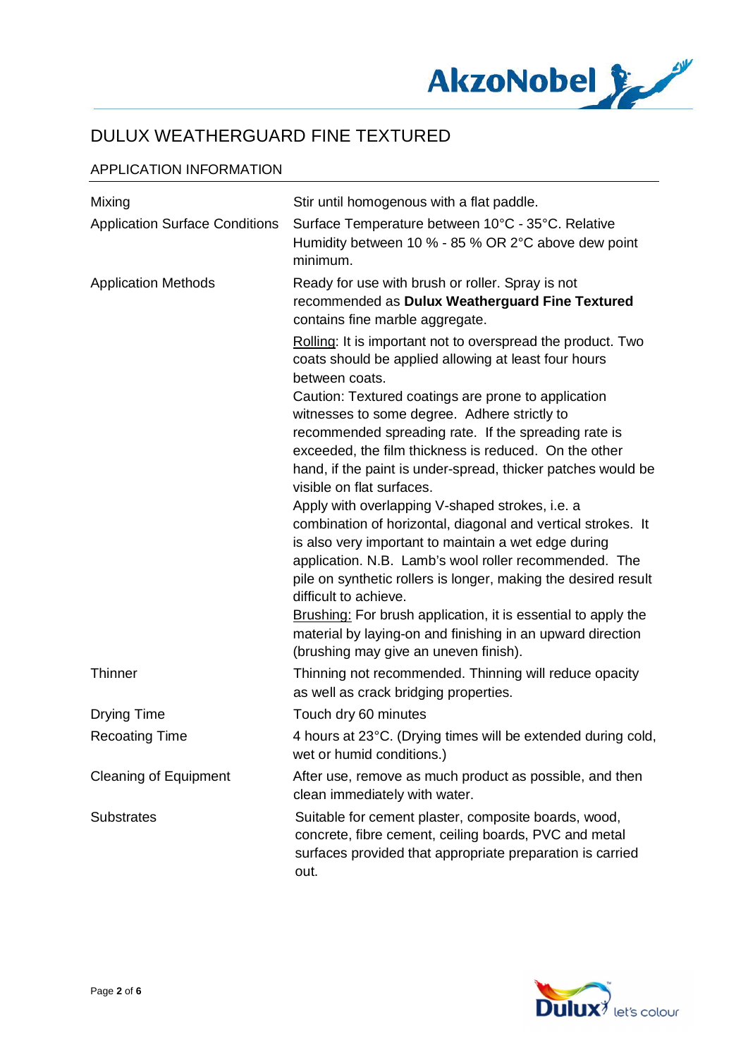# DULUX WEATHERGUARD FINE TEXTURED

## APPLICATION INFORMATION

| | |
|---|---|
| Mixing | Stir until homogenous with a flat paddle. |
| Application Surface Conditions | Surface Temperature between 10°C - 35°C. Relative Humidity between 10 % - 85 % OR 2°C above dew point minimum. |
| Application Methods | Ready for use with brush or roller. Spray is not recommended as **Dulux Weatherguard Fine Textured** contains fine marble aggregate.<br><br>Rolling: It is important not to overspread the product. Two coats should be applied allowing at least four hours between coats.<br>Caution: Textured coatings are prone to application witnesses to some degree. Adhere strictly to recommended spreading rate. If the spreading rate is exceeded, the film thickness is reduced. On the other hand, if the paint is under-spread, thicker patches would be visible on flat surfaces.<br>Apply with overlapping V-shaped strokes, i.e. a combination of horizontal, diagonal and vertical strokes. It is also very important to maintain a wet edge during application. N.B. Lamb's wool roller recommended. The pile on synthetic rollers is longer, making the desired result difficult to achieve.<br>Brushing: For brush application, it is essential to apply the material by laying-on and finishing in an upward direction (brushing may give an uneven finish). |
| Thinner | Thinning not recommended. Thinning will reduce opacity as well as crack bridging properties. |
| Drying Time | Touch dry 60 minutes |
| Recoating Time | 4 hours at 23°C. (Drying times will be extended during cold, wet or humid conditions.) |
| Cleaning of Equipment | After use, remove as much product as possible, and then clean immediately with water. |
| Substrates | Suitable for cement plaster, composite boards, wood, concrete, fibre cement, ceiling boards, PVC and metal surfaces provided that appropriate preparation is carried out. |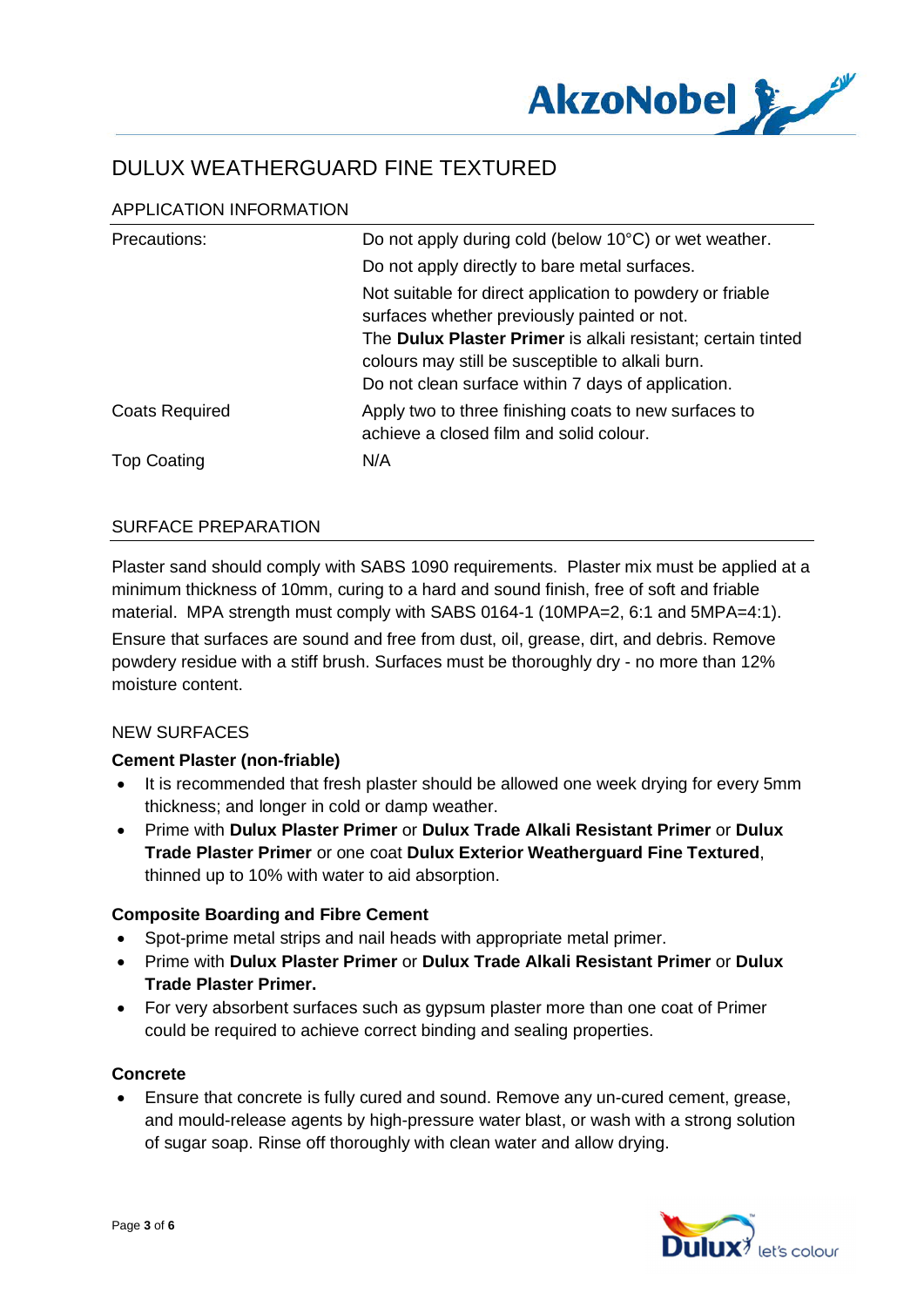# DULUX WEATHERGUARD FINE TEXTURED

## APPLICATION INFORMATION

| | |
|---|---|
| Precautions: | Do not apply during cold (below 10°C) or wet weather.<br>Do not apply directly to bare metal surfaces.<br>Not suitable for direct application to powdery or friable surfaces whether previously painted or not.<br>The **Dulux Plaster Primer** is alkali resistant; certain tinted colours may still be susceptible to alkali burn.<br>Do not clean surface within 7 days of application. |
| Coats Required | Apply two to three finishing coats to new surfaces to achieve a closed film and solid colour. |
| Top Coating | N/A |

## SURFACE PREPARATION

Plaster sand should comply with SABS 1090 requirements. Plaster mix must be applied at a minimum thickness of 10mm, curing to a hard and sound finish, free of soft and friable material. MPA strength must comply with SABS 0164-1 (10MPA=2, 6:1 and 5MPA=4:1).

Ensure that surfaces are sound and free from dust, oil, grease, dirt, and debris. Remove powdery residue with a stiff brush. Surfaces must be thoroughly dry - no more than 12% moisture content.

### NEW SURFACES

**Cement Plaster (non-friable)**

- It is recommended that fresh plaster should be allowed one week drying for every 5mm thickness; and longer in cold or damp weather.
- Prime with **Dulux Plaster Primer** or **Dulux Trade Alkali Resistant Primer** or **Dulux Trade Plaster Primer** or one coat **Dulux Exterior Weatherguard Fine Textured**, thinned up to 10% with water to aid absorption.

**Composite Boarding and Fibre Cement**

- Spot-prime metal strips and nail heads with appropriate metal primer.
- Prime with **Dulux Plaster Primer** or **Dulux Trade Alkali Resistant Primer** or **Dulux Trade Plaster Primer.**
- For very absorbent surfaces such as gypsum plaster more than one coat of Primer could be required to achieve correct binding and sealing properties.

**Concrete**

- Ensure that concrete is fully cured and sound. Remove any un-cured cement, grease, and mould-release agents by high-pressure water blast, or wash with a strong solution of sugar soap. Rinse off thoroughly with clean water and allow drying.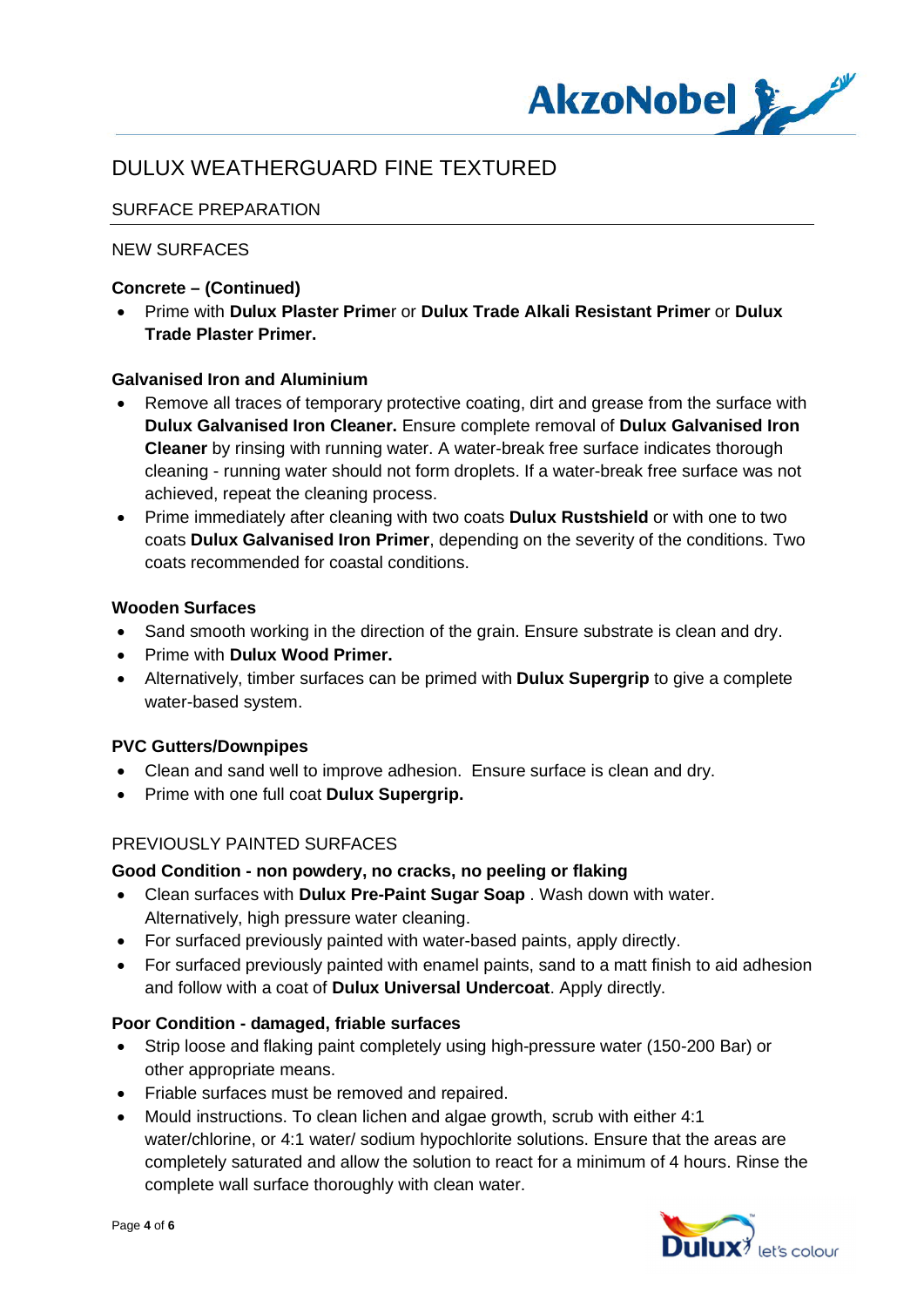# DULUX WEATHERGUARD FINE TEXTURED

## SURFACE PREPARATION

### NEW SURFACES

**Concrete – (Continued)**

- Prime with **Dulux Plaster Primer** or **Dulux Trade Alkali Resistant Primer** or **Dulux Trade Plaster Primer.**

**Galvanised Iron and Aluminium**

- Remove all traces of temporary protective coating, dirt and grease from the surface with **Dulux Galvanised Iron Cleaner.** Ensure complete removal of **Dulux Galvanised Iron Cleaner** by rinsing with running water. A water-break free surface indicates thorough cleaning - running water should not form droplets. If a water-break free surface was not achieved, repeat the cleaning process.
- Prime immediately after cleaning with two coats **Dulux Rustshield** or with one to two coats **Dulux Galvanised Iron Primer**, depending on the severity of the conditions. Two coats recommended for coastal conditions.

**Wooden Surfaces**

- Sand smooth working in the direction of the grain. Ensure substrate is clean and dry.
- Prime with **Dulux Wood Primer.**
- Alternatively, timber surfaces can be primed with **Dulux Supergrip** to give a complete water-based system.

**PVC Gutters/Downpipes**

- Clean and sand well to improve adhesion. Ensure surface is clean and dry.
- Prime with one full coat **Dulux Supergrip.**

### PREVIOUSLY PAINTED SURFACES

**Good Condition - non powdery, no cracks, no peeling or flaking**

- Clean surfaces with **Dulux Pre-Paint Sugar Soap** . Wash down with water. Alternatively, high pressure water cleaning.
- For surfaced previously painted with water-based paints, apply directly.
- For surfaced previously painted with enamel paints, sand to a matt finish to aid adhesion and follow with a coat of **Dulux Universal Undercoat**. Apply directly.

**Poor Condition - damaged, friable surfaces**

- Strip loose and flaking paint completely using high-pressure water (150-200 Bar) or other appropriate means.
- Friable surfaces must be removed and repaired.
- Mould instructions. To clean lichen and algae growth, scrub with either 4:1 water/chlorine, or 4:1 water/ sodium hypochlorite solutions. Ensure that the areas are completely saturated and allow the solution to react for a minimum of 4 hours. Rinse the complete wall surface thoroughly with clean water.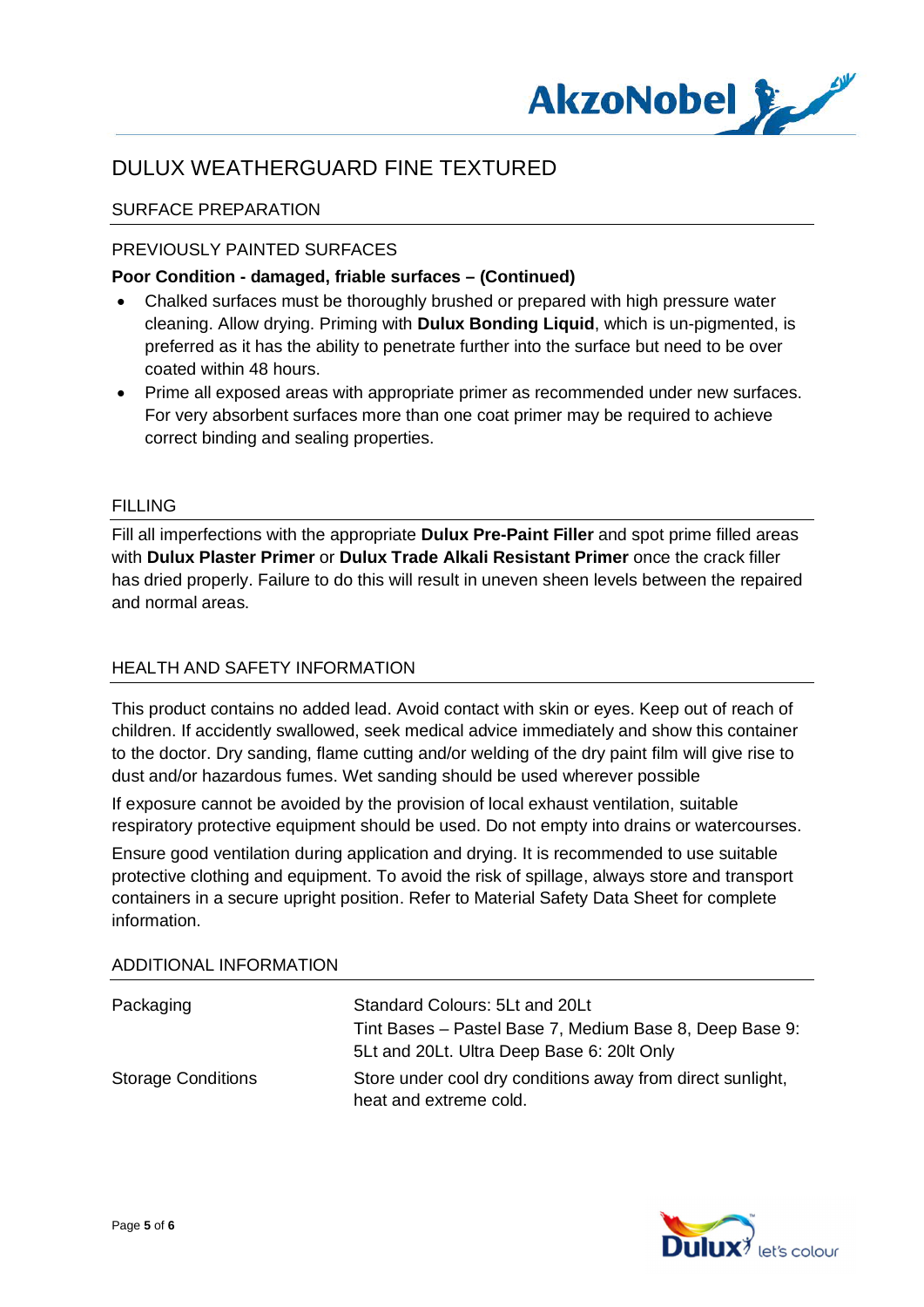# DULUX WEATHERGUARD FINE TEXTURED

## SURFACE PREPARATION

### PREVIOUSLY PAINTED SURFACES

**Poor Condition - damaged, friable surfaces – (Continued)**

- Chalked surfaces must be thoroughly brushed or prepared with high pressure water cleaning. Allow drying. Priming with **Dulux Bonding Liquid**, which is un-pigmented, is preferred as it has the ability to penetrate further into the surface but need to be over coated within 48 hours.
- Prime all exposed areas with appropriate primer as recommended under new surfaces. For very absorbent surfaces more than one coat primer may be required to achieve correct binding and sealing properties.

## FILLING

Fill all imperfections with the appropriate **Dulux Pre-Paint Filler** and spot prime filled areas with **Dulux Plaster Primer** or **Dulux Trade Alkali Resistant Primer** once the crack filler has dried properly. Failure to do this will result in uneven sheen levels between the repaired and normal areas.

## HEALTH AND SAFETY INFORMATION

This product contains no added lead. Avoid contact with skin or eyes. Keep out of reach of children. If accidently swallowed, seek medical advice immediately and show this container to the doctor. Dry sanding, flame cutting and/or welding of the dry paint film will give rise to dust and/or hazardous fumes. Wet sanding should be used wherever possible

If exposure cannot be avoided by the provision of local exhaust ventilation, suitable respiratory protective equipment should be used. Do not empty into drains or watercourses.

Ensure good ventilation during application and drying. It is recommended to use suitable protective clothing and equipment. To avoid the risk of spillage, always store and transport containers in a secure upright position. Refer to Material Safety Data Sheet for complete information.

## ADDITIONAL INFORMATION

| | |
|---|---|
| Packaging | Standard Colours: 5Lt and 20Lt<br>Tint Bases – Pastel Base 7, Medium Base 8, Deep Base 9: 5Lt and 20Lt. Ultra Deep Base 6: 20lt Only |
| Storage Conditions | Store under cool dry conditions away from direct sunlight, heat and extreme cold. |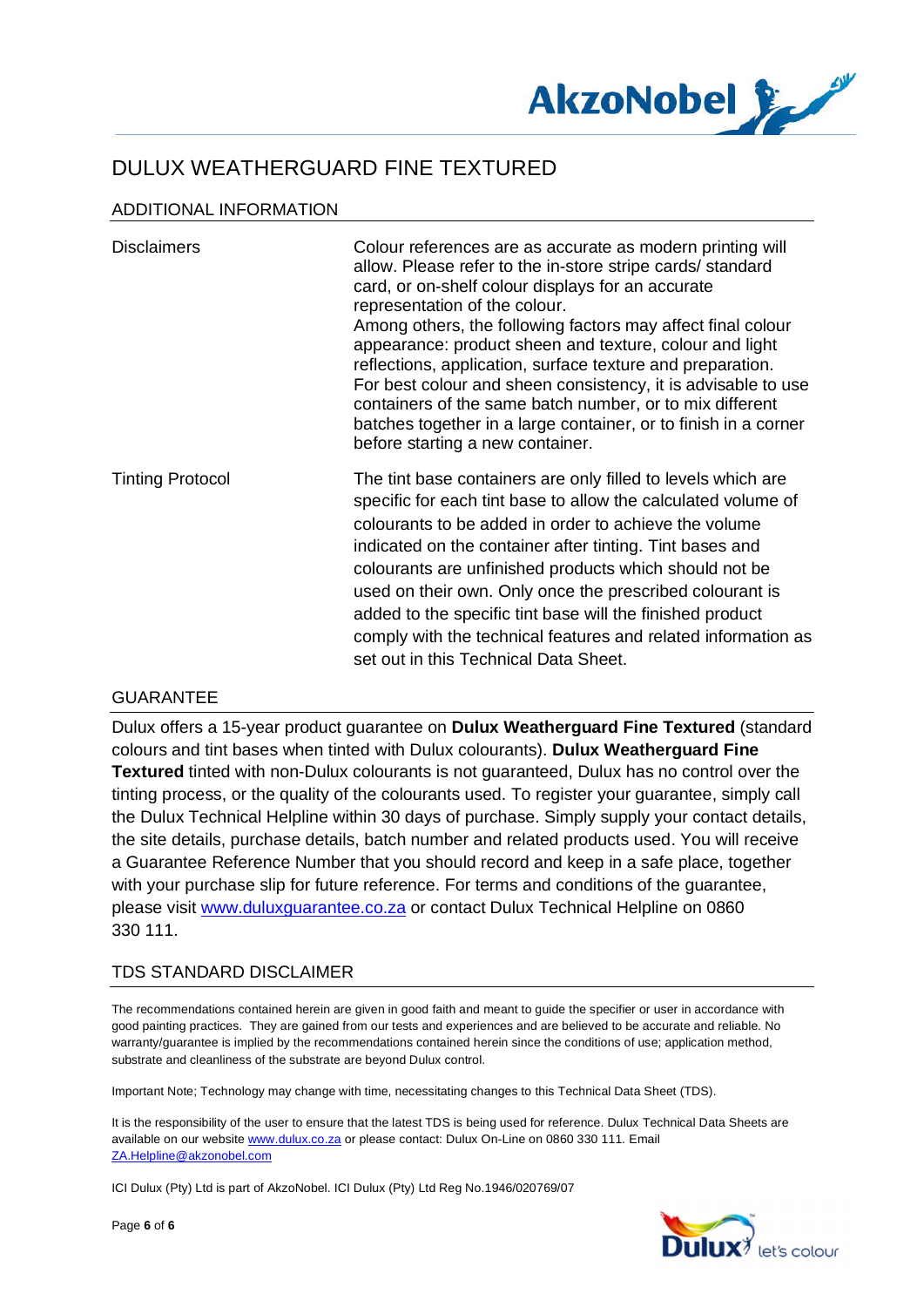# DULUX WEATHERGUARD FINE TEXTURED

## ADDITIONAL INFORMATION

| | |
|---|---|
| Disclaimers | Colour references are as accurate as modern printing will allow. Please refer to the in-store stripe cards/ standard card, or on-shelf colour displays for an accurate representation of the colour. Among others, the following factors may affect final colour appearance: product sheen and texture, colour and light reflections, application, surface texture and preparation. For best colour and sheen consistency, it is advisable to use containers of the same batch number, or to mix different batches together in a large container, or to finish in a corner before starting a new container. |
| Tinting Protocol | The tint base containers are only filled to levels which are specific for each tint base to allow the calculated volume of colourants to be added in order to achieve the volume indicated on the container after tinting. Tint bases and colourants are unfinished products which should not be used on their own. Only once the prescribed colourant is added to the specific tint base will the finished product comply with the technical features and related information as set out in this Technical Data Sheet. |

## GUARANTEE

Dulux offers a 15-year product guarantee on **Dulux Weatherguard Fine Textured** (standard colours and tint bases when tinted with Dulux colourants). **Dulux Weatherguard Fine Textured** tinted with non-Dulux colourants is not guaranteed, Dulux has no control over the tinting process, or the quality of the colourants used. To register your guarantee, simply call the Dulux Technical Helpline within 30 days of purchase. Simply supply your contact details, the site details, purchase details, batch number and related products used. You will receive a Guarantee Reference Number that you should record and keep in a safe place, together with your purchase slip for future reference. For terms and conditions of the guarantee, please visit www.duluxguarantee.co.za or contact Dulux Technical Helpline on 0860 330 111.

## TDS STANDARD DISCLAIMER

The recommendations contained herein are given in good faith and meant to guide the specifier or user in accordance with good painting practices. They are gained from our tests and experiences and are believed to be accurate and reliable. No warranty/guarantee is implied by the recommendations contained herein since the conditions of use; application method, substrate and cleanliness of the substrate are beyond Dulux control.

Important Note; Technology may change with time, necessitating changes to this Technical Data Sheet (TDS).

It is the responsibility of the user to ensure that the latest TDS is being used for reference. Dulux Technical Data Sheets are available on our website www.dulux.co.za or please contact: Dulux On-Line on 0860 330 111. Email ZA.Helpline@akzonobel.com

ICI Dulux (Pty) Ltd is part of AkzoNobel. ICI Dulux (Pty) Ltd Reg No.1946/020769/07